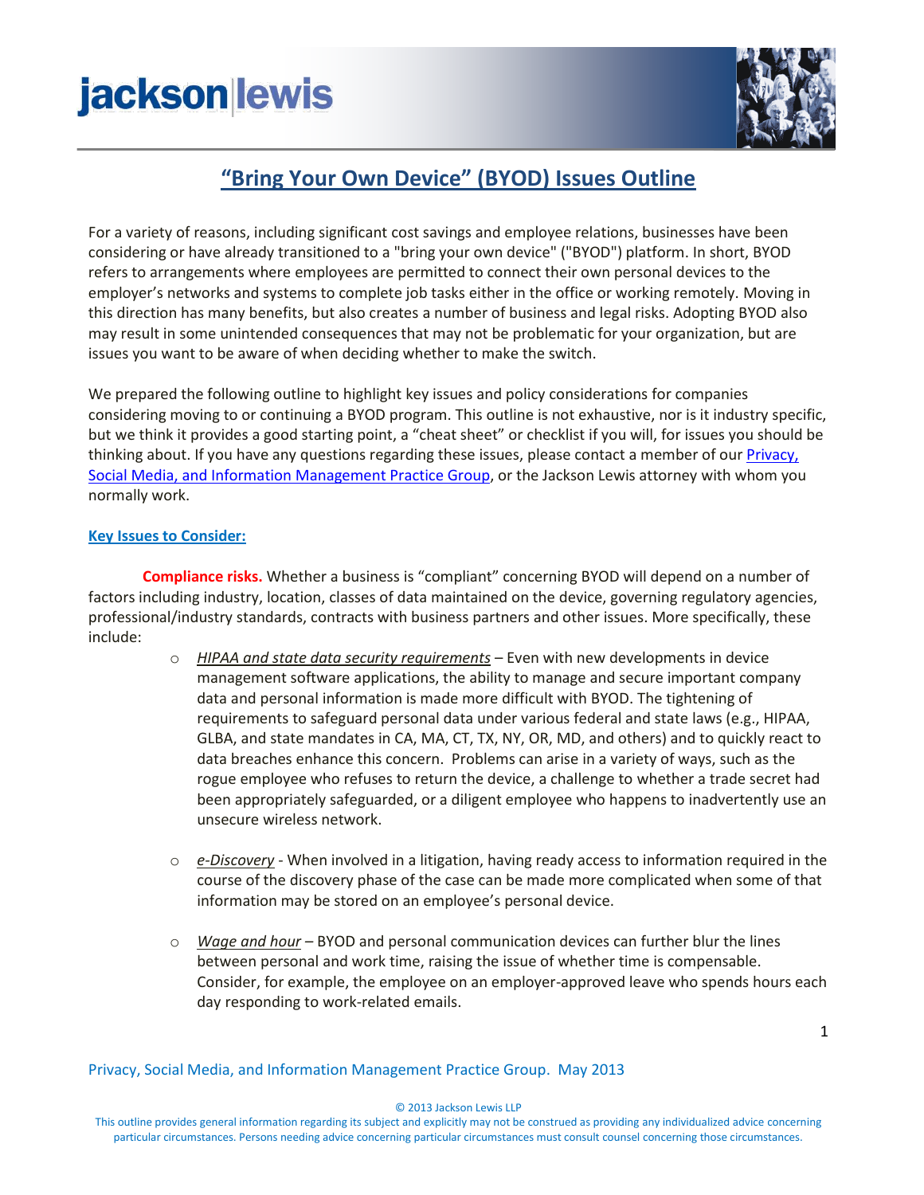# "Bring Your Own Device" (BYOD) Issues Outline

For a variety of reasons, including significant cost savings and employee relations, businesses have been considering or have already transitioned to a "bring your own device" ("BYOD") platform. In short, BYOD refers to arrangements where employees are permitted to connect their own personal devices to the employer's networks and systems to complete job tasks either in the office or working remotely. Moving in this direction has many benefits, but also creates a number of business and legal risks. Adopting BYOD also may result in some unintended consequences that may not be problematic for your organization, but are issues you want to be aware of when deciding whether to make the switch.

We prepared the following outline to highlight key issues and policy considerations for companies considering moving to or continuing a BYOD program. This outline is not exhaustive, nor is it industry specific, but we think it provides a good starting point, a "cheat sheet" or checklist if you will, for issues you should be thinking about. If you have any questions regarding these issues, please contact a member of our Privacy, Social Media, and Information Management Practice Group, or the Jackson Lewis attorney with whom you normally work.

## Key Issues to Consider:

**Compliance risks.** Whether a business is "compliant" concerning BYOD will depend on a number of factors including industry, location, classes of data maintained on the device, governing regulatory agencies, professional/industry standards, contracts with business partners and other issues. More specifically, these include:

- *HIPAA and state data security requirements* – Even with new developments in device management software applications, the ability to manage and secure important company data and personal information is made more difficult with BYOD. The tightening of requirements to safeguard personal data under various federal and state laws (e.g., HIPAA, GLBA, and state mandates in CA, MA, CT, TX, NY, OR, MD, and others) and to quickly react to data breaches enhance this concern. Problems can arise in a variety of ways, such as the rogue employee who refuses to return the device, a challenge to whether a trade secret had been appropriately safeguarded, or a diligent employee who happens to inadvertently use an unsecure wireless network.

- *e-Discovery* - When involved in a litigation, having ready access to information required in the course of the discovery phase of the case can be made more complicated when some of that information may be stored on an employee's personal device.

- *Wage and hour* – BYOD and personal communication devices can further blur the lines between personal and work time, raising the issue of whether time is compensable. Consider, for example, the employee on an employer-approved leave who spends hours each day responding to work-related emails.

Privacy, Social Media, and Information Management Practice Group. May 2013

© 2013 Jackson Lewis LLP

This outline provides general information regarding its subject and explicitly may not be construed as providing any individualized advice concerning particular circumstances. Persons needing advice concerning particular circumstances must consult counsel concerning those circumstances.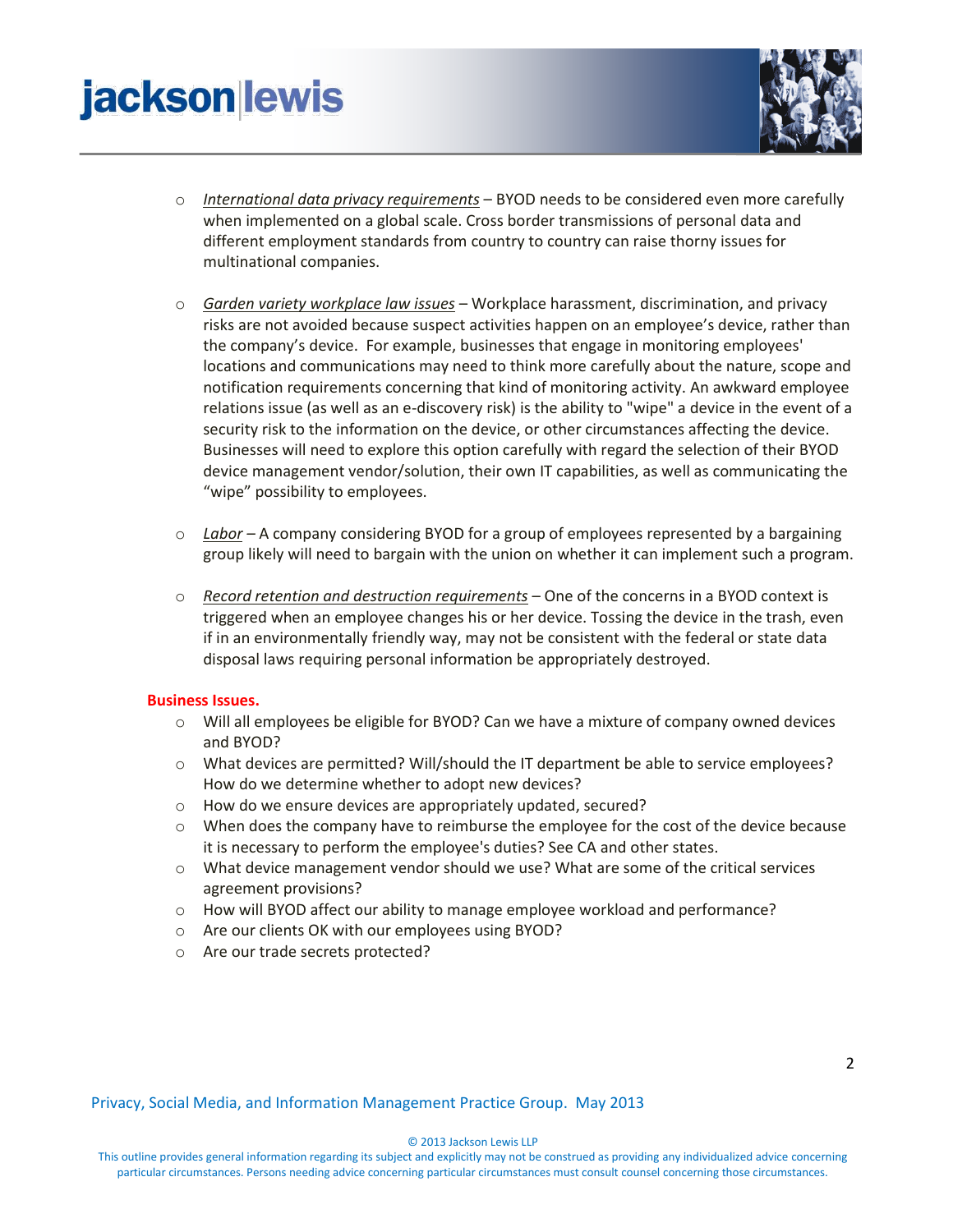- *International data privacy requirements* – BYOD needs to be considered even more carefully when implemented on a global scale. Cross border transmissions of personal data and different employment standards from country to country can raise thorny issues for multinational companies.

- *Garden variety workplace law issues* – Workplace harassment, discrimination, and privacy risks are not avoided because suspect activities happen on an employee's device, rather than the company's device. For example, businesses that engage in monitoring employees' locations and communications may need to think more carefully about the nature, scope and notification requirements concerning that kind of monitoring activity. An awkward employee relations issue (as well as an e-discovery risk) is the ability to "wipe" a device in the event of a security risk to the information on the device, or other circumstances affecting the device. Businesses will need to explore this option carefully with regard the selection of their BYOD device management vendor/solution, their own IT capabilities, as well as communicating the "wipe" possibility to employees.

- *Labor* – A company considering BYOD for a group of employees represented by a bargaining group likely will need to bargain with the union on whether it can implement such a program.

- *Record retention and destruction requirements* – One of the concerns in a BYOD context is triggered when an employee changes his or her device. Tossing the device in the trash, even if in an environmentally friendly way, may not be consistent with the federal or state data disposal laws requiring personal information be appropriately destroyed.

**Business Issues.**

- Will all employees be eligible for BYOD? Can we have a mixture of company owned devices and BYOD?
- What devices are permitted? Will/should the IT department be able to service employees? How do we determine whether to adopt new devices?
- How do we ensure devices are appropriately updated, secured?
- When does the company have to reimburse the employee for the cost of the device because it is necessary to perform the employee's duties? See CA and other states.
- What device management vendor should we use? What are some of the critical services agreement provisions?
- How will BYOD affect our ability to manage employee workload and performance?
- Are our clients OK with our employees using BYOD?
- Are our trade secrets protected?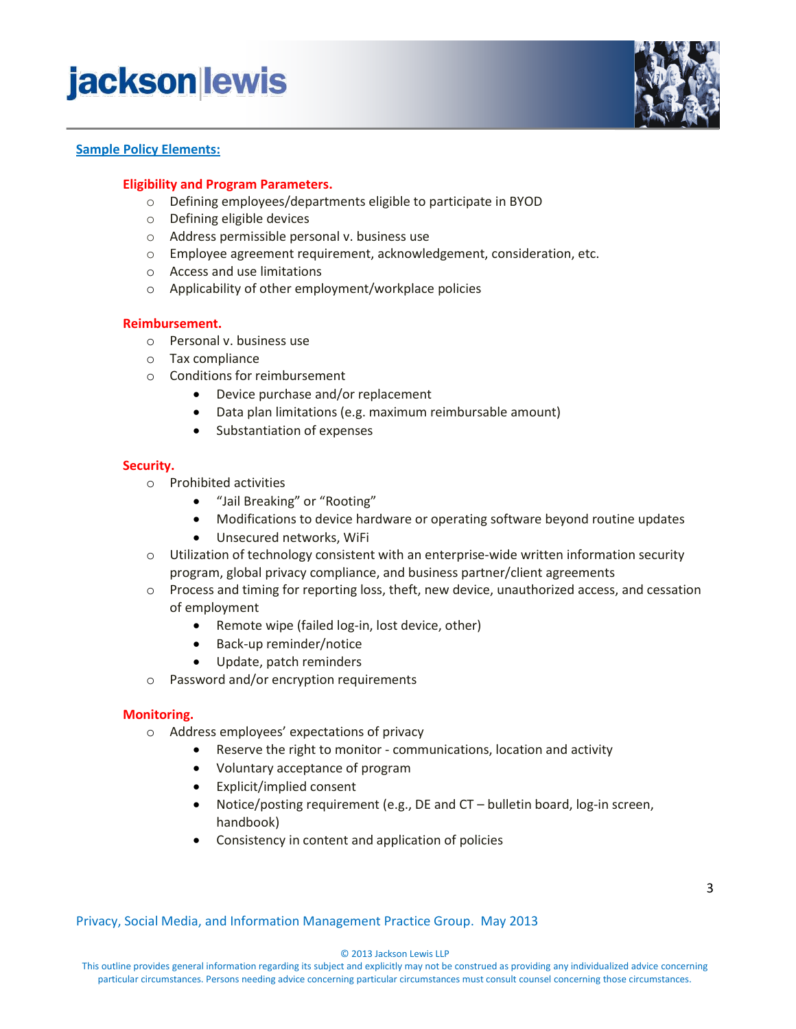## Sample Policy Elements:

**Eligibility and Program Parameters.**

- Defining employees/departments eligible to participate in BYOD
- Defining eligible devices
- Address permissible personal v. business use
- Employee agreement requirement, acknowledgement, consideration, etc.
- Access and use limitations
- Applicability of other employment/workplace policies

**Reimbursement.**

- Personal v. business use
- Tax compliance
- Conditions for reimbursement
  - Device purchase and/or replacement
  - Data plan limitations (e.g. maximum reimbursable amount)
  - Substantiation of expenses

**Security.**

- Prohibited activities
  - "Jail Breaking" or "Rooting"
  - Modifications to device hardware or operating software beyond routine updates
  - Unsecured networks, WiFi
- Utilization of technology consistent with an enterprise-wide written information security program, global privacy compliance, and business partner/client agreements
- Process and timing for reporting loss, theft, new device, unauthorized access, and cessation of employment
  - Remote wipe (failed log-in, lost device, other)
  - Back-up reminder/notice
  - Update, patch reminders
- Password and/or encryption requirements

**Monitoring.**

- Address employees' expectations of privacy
  - Reserve the right to monitor - communications, location and activity
  - Voluntary acceptance of program
  - Explicit/implied consent
  - Notice/posting requirement (e.g., DE and CT – bulletin board, log-in screen, handbook)
  - Consistency in content and application of policies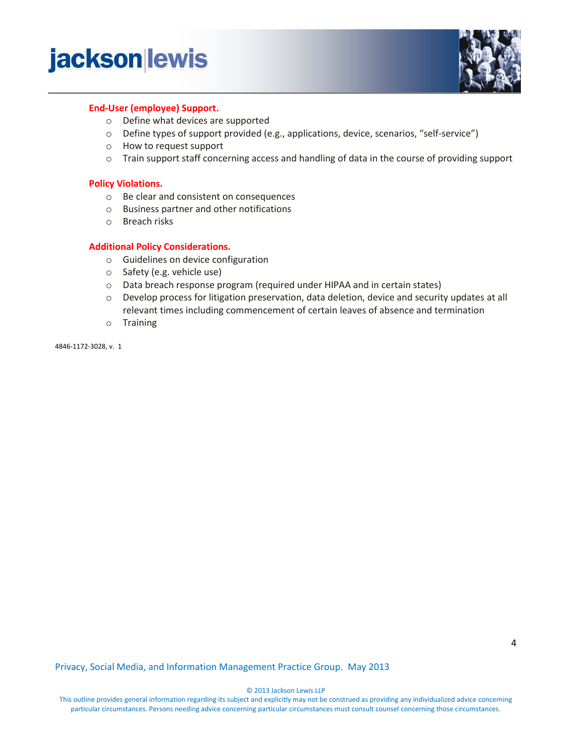**End-User (employee) Support.**

- Define what devices are supported
- Define types of support provided (e.g., applications, device, scenarios, "self-service")
- How to request support
- Train support staff concerning access and handling of data in the course of providing support

**Policy Violations.**

- Be clear and consistent on consequences
- Business partner and other notifications
- Breach risks

**Additional Policy Considerations.**

- Guidelines on device configuration
- Safety (e.g. vehicle use)
- Data breach response program (required under HIPAA and in certain states)
- Develop process for litigation preservation, data deletion, device and security updates at all relevant times including commencement of certain leaves of absence and termination
- Training

4846-1172-3028, v. 1